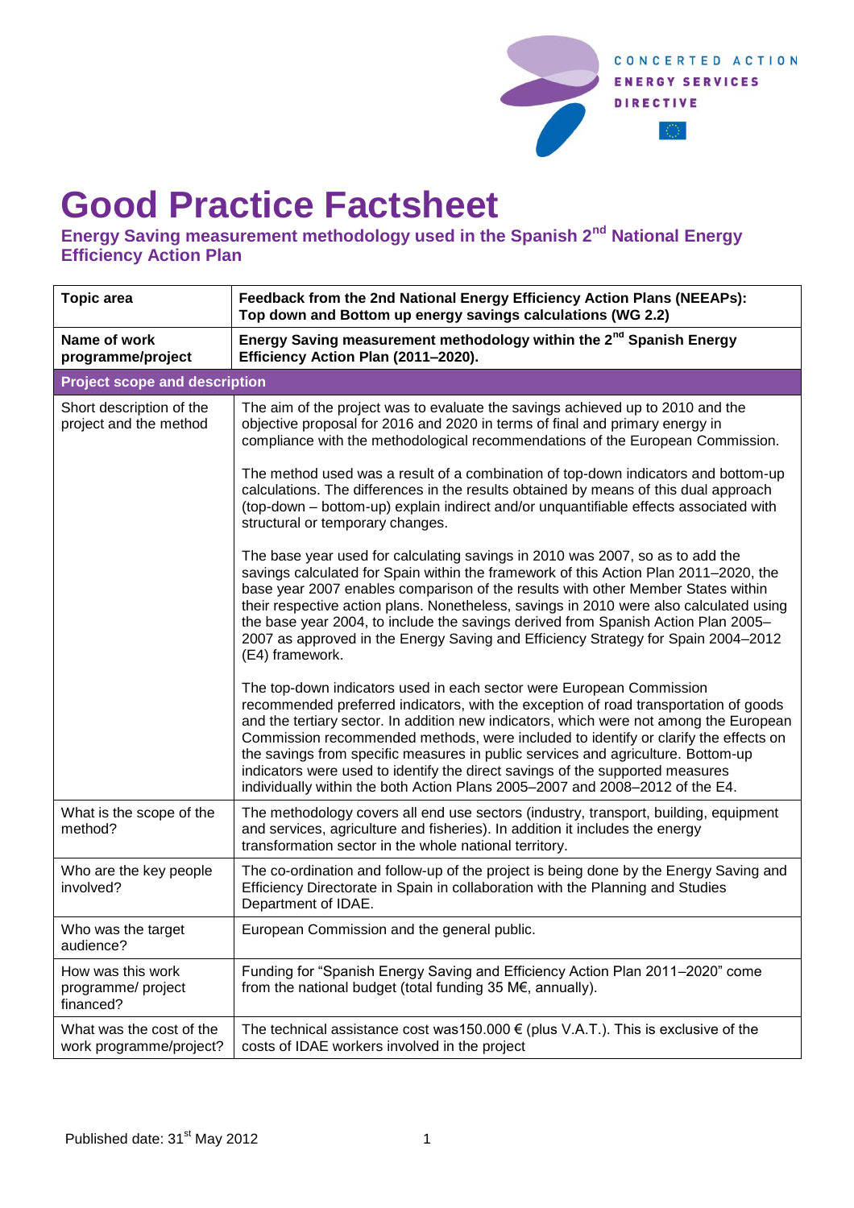CONCERTED ACTION
ENERGY SERVICES
DIRECTIVE

# Good Practice Factsheet

## Energy Saving measurement methodology used in the Spanish 2nd National Energy Efficiency Action Plan

| | |
|---|---|
| Topic area | **Feedback from the 2nd National Energy Efficiency Action Plans (NEEAPs): Top down and Bottom up energy savings calculations (WG 2.2)** |
| Name of work programme/project | **Energy Saving measurement methodology within the 2nd Spanish Energy Efficiency Action Plan (2011–2020).** |
| **Project scope and description** | |
| Short description of the project and the method | The aim of the project was to evaluate the savings achieved up to 2010 and the objective proposal for 2016 and 2020 in terms of final and primary energy in compliance with the methodological recommendations of the European Commission.<br><br>The method used was a result of a combination of top-down indicators and bottom-up calculations. The differences in the results obtained by means of this dual approach (top-down – bottom-up) explain indirect and/or unquantifiable effects associated with structural or temporary changes.<br><br>The base year used for calculating savings in 2010 was 2007, so as to add the savings calculated for Spain within the framework of this Action Plan 2011–2020, the base year 2007 enables comparison of the results with other Member States within their respective action plans. Nonetheless, savings in 2010 were also calculated using the base year 2004, to include the savings derived from Spanish Action Plan 2005–2007 as approved in the Energy Saving and Efficiency Strategy for Spain 2004–2012 (E4) framework.<br><br>The top-down indicators used in each sector were European Commission recommended preferred indicators, with the exception of road transportation of goods and the tertiary sector. In addition new indicators, which were not among the European Commission recommended methods, were included to identify or clarify the effects on the savings from specific measures in public services and agriculture. Bottom-up indicators were used to identify the direct savings of the supported measures individually within the both Action Plans 2005–2007 and 2008–2012 of the E4. |
| What is the scope of the method? | The methodology covers all end use sectors (industry, transport, building, equipment and services, agriculture and fisheries). In addition it includes the energy transformation sector in the whole national territory. |
| Who are the key people involved? | The co-ordination and follow-up of the project is being done by the Energy Saving and Efficiency Directorate in Spain in collaboration with the Planning and Studies Department of IDAE. |
| Who was the target audience? | European Commission and the general public. |
| How was this work programme/ project financed? | Funding for "Spanish Energy Saving and Efficiency Action Plan 2011–2020" come from the national budget (total funding 35 M€, annually). |
| What was the cost of the work programme/project? | The technical assistance cost was150.000 € (plus V.A.T.). This is exclusive of the costs of IDAE workers involved in the project |

Published date: 31st May 2012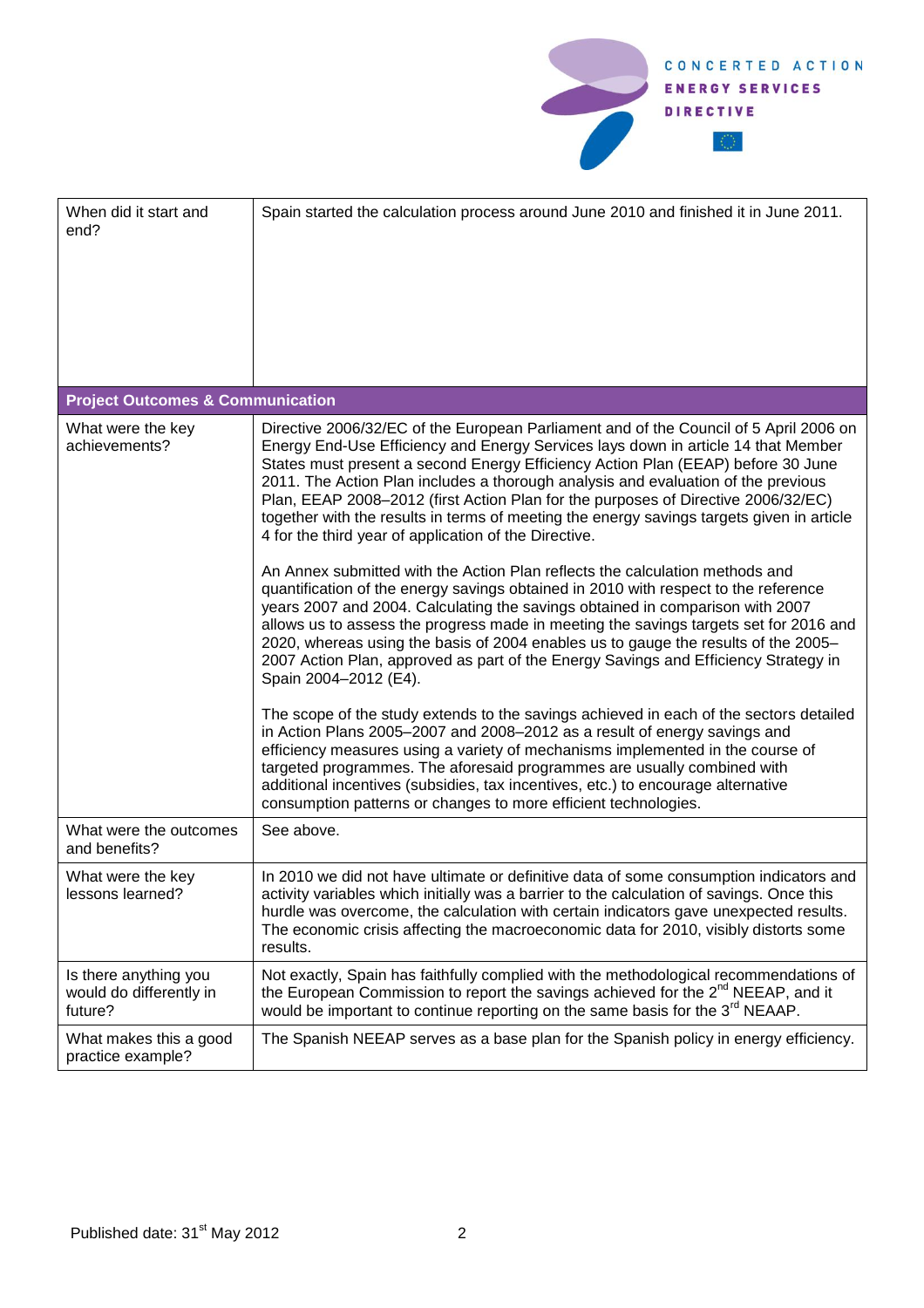| | |
|---|---|
| When did it start and end? | Spain started the calculation process around June 2010 and finished it in June 2011. |
| **Project Outcomes & Communication** | |
| What were the key achievements? | Directive 2006/32/EC of the European Parliament and of the Council of 5 April 2006 on Energy End-Use Efficiency and Energy Services lays down in article 14 that Member States must present a second Energy Efficiency Action Plan (EEAP) before 30 June 2011. The Action Plan includes a thorough analysis and evaluation of the previous Plan, EEAP 2008–2012 (first Action Plan for the purposes of Directive 2006/32/EC) together with the results in terms of meeting the energy savings targets given in article 4 for the third year of application of the Directive.<br><br>An Annex submitted with the Action Plan reflects the calculation methods and quantification of the energy savings obtained in 2010 with respect to the reference years 2007 and 2004. Calculating the savings obtained in comparison with 2007 allows us to assess the progress made in meeting the savings targets set for 2016 and 2020, whereas using the basis of 2004 enables us to gauge the results of the 2005–2007 Action Plan, approved as part of the Energy Savings and Efficiency Strategy in Spain 2004–2012 (E4).<br><br>The scope of the study extends to the savings achieved in each of the sectors detailed in Action Plans 2005–2007 and 2008–2012 as a result of energy savings and efficiency measures using a variety of mechanisms implemented in the course of targeted programmes. The aforesaid programmes are usually combined with additional incentives (subsidies, tax incentives, etc.) to encourage alternative consumption patterns or changes to more efficient technologies. |
| What were the outcomes and benefits? | See above. |
| What were the key lessons learned? | In 2010 we did not have ultimate or definitive data of some consumption indicators and activity variables which initially was a barrier to the calculation of savings. Once this hurdle was overcome, the calculation with certain indicators gave unexpected results. The economic crisis affecting the macroeconomic data for 2010, visibly distorts some results. |
| Is there anything you would do differently in future? | Not exactly, Spain has faithfully complied with the methodological recommendations of the European Commission to report the savings achieved for the 2nd NEEAP, and it would be important to continue reporting on the same basis for the 3rd NEAAP. |
| What makes this a good practice example? | The Spanish NEEAP serves as a base plan for the Spanish policy in energy efficiency. |

Published date: 31st May 2012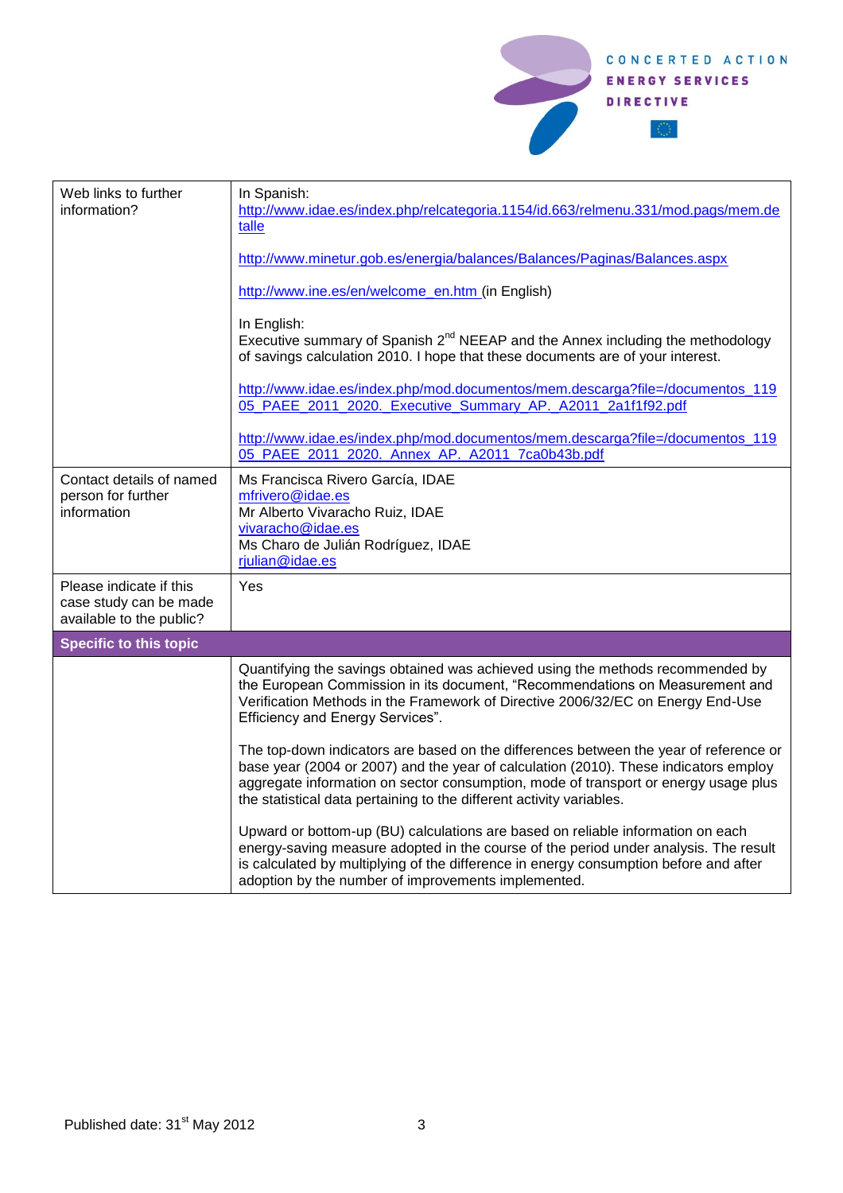| | |
|---|---|
| Web links to further information? | In Spanish: http://www.idae.es/index.php/relcategoria.1154/id.663/relmenu.331/mod.pags/mem.detalle <br><br> http://www.minetur.gob.es/energia/balances/Balances/Paginas/Balances.aspx <br><br> http://www.ine.es/en/welcome_en.htm (in English) <br><br> In English: <br> Executive summary of Spanish 2nd NEEAP and the Annex including the methodology of savings calculation 2010. I hope that these documents are of your interest. <br><br> http://www.idae.es/index.php/mod.documentos/mem.descarga?file=/documentos_11905_PAEE_2011_2020._Executive_Summary_AP._A2011_2a1f1f92.pdf <br><br> http://www.idae.es/index.php/mod.documentos/mem.descarga?file=/documentos_11905_PAEE_2011_2020._Annex_AP._A2011_7ca0b43b.pdf |
| Contact details of named person for further information | Ms Francisca Rivero García, IDAE <br> mfrivero@idae.es <br> Mr Alberto Vivaracho Ruiz, IDAE <br> vivaracho@idae.es <br> Ms Charo de Julián Rodríguez, IDAE <br> rjulian@idae.es |
| Please indicate if this case study can be made available to the public? | Yes |
| **Specific to this topic** | |
| | Quantifying the savings obtained was achieved using the methods recommended by the European Commission in its document, "Recommendations on Measurement and Verification Methods in the Framework of Directive 2006/32/EC on Energy End-Use Efficiency and Energy Services". <br><br> The top-down indicators are based on the differences between the year of reference or base year (2004 or 2007) and the year of calculation (2010). These indicators employ aggregate information on sector consumption, mode of transport or energy usage plus the statistical data pertaining to the different activity variables. <br><br> Upward or bottom-up (BU) calculations are based on reliable information on each energy-saving measure adopted in the course of the period under analysis. The result is calculated by multiplying of the difference in energy consumption before and after adoption by the number of improvements implemented. |